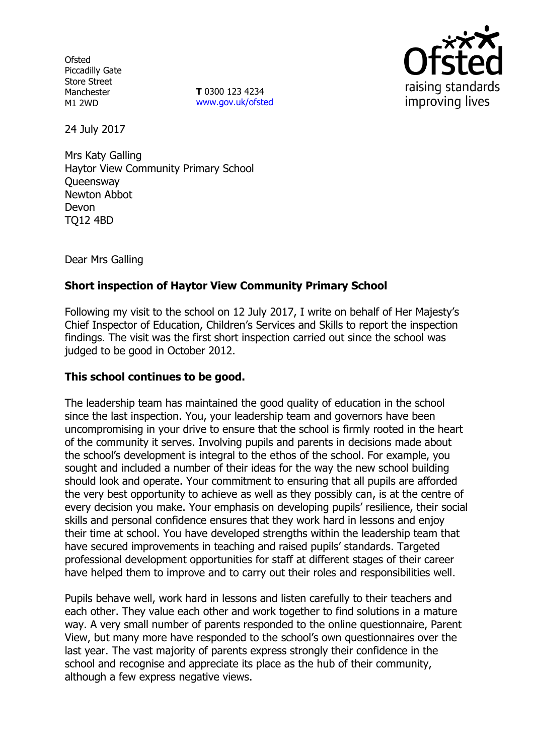Ofsted
Piccadilly Gate
Store Street
Manchester
M1 2WD

**T** 0300 123 4234
www.gov.uk/ofsted

24 July 2017

Mrs Katy Galling
Haytor View Community Primary School
Queensway
Newton Abbot
Devon
TQ12 4BD

Dear Mrs Galling

**Short inspection of Haytor View Community Primary School**

Following my visit to the school on 12 July 2017, I write on behalf of Her Majesty's Chief Inspector of Education, Children's Services and Skills to report the inspection findings. The visit was the first short inspection carried out since the school was judged to be good in October 2012.

**This school continues to be good.**

The leadership team has maintained the good quality of education in the school since the last inspection. You, your leadership team and governors have been uncompromising in your drive to ensure that the school is firmly rooted in the heart of the community it serves. Involving pupils and parents in decisions made about the school's development is integral to the ethos of the school. For example, you sought and included a number of their ideas for the way the new school building should look and operate. Your commitment to ensuring that all pupils are afforded the very best opportunity to achieve as well as they possibly can, is at the centre of every decision you make. Your emphasis on developing pupils' resilience, their social skills and personal confidence ensures that they work hard in lessons and enjoy their time at school. You have developed strengths within the leadership team that have secured improvements in teaching and raised pupils' standards. Targeted professional development opportunities for staff at different stages of their career have helped them to improve and to carry out their roles and responsibilities well.

Pupils behave well, work hard in lessons and listen carefully to their teachers and each other. They value each other and work together to find solutions in a mature way. A very small number of parents responded to the online questionnaire, Parent View, but many more have responded to the school's own questionnaires over the last year. The vast majority of parents express strongly their confidence in the school and recognise and appreciate its place as the hub of their community, although a few express negative views.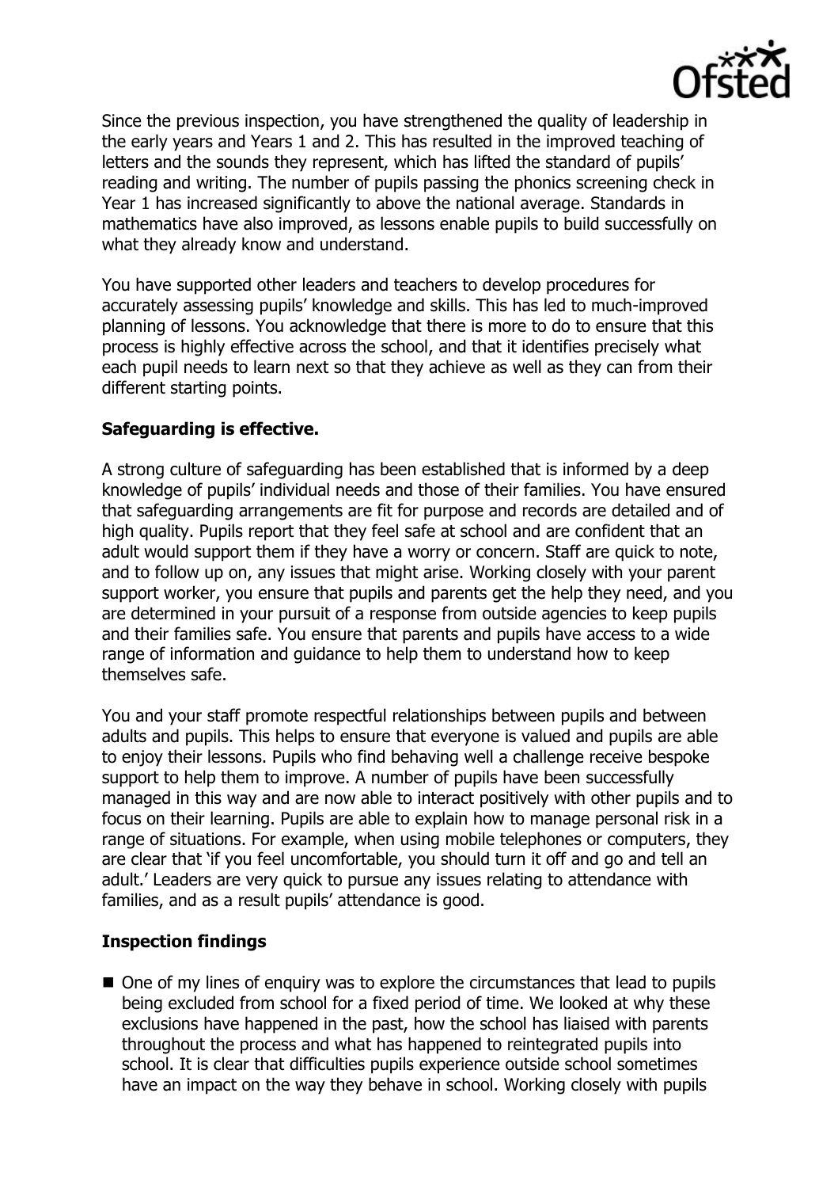Since the previous inspection, you have strengthened the quality of leadership in the early years and Years 1 and 2. This has resulted in the improved teaching of letters and the sounds they represent, which has lifted the standard of pupils' reading and writing. The number of pupils passing the phonics screening check in Year 1 has increased significantly to above the national average. Standards in mathematics have also improved, as lessons enable pupils to build successfully on what they already know and understand.

You have supported other leaders and teachers to develop procedures for accurately assessing pupils' knowledge and skills. This has led to much-improved planning of lessons. You acknowledge that there is more to do to ensure that this process is highly effective across the school, and that it identifies precisely what each pupil needs to learn next so that they achieve as well as they can from their different starting points.

## Safeguarding is effective.

A strong culture of safeguarding has been established that is informed by a deep knowledge of pupils' individual needs and those of their families. You have ensured that safeguarding arrangements are fit for purpose and records are detailed and of high quality. Pupils report that they feel safe at school and are confident that an adult would support them if they have a worry or concern. Staff are quick to note, and to follow up on, any issues that might arise. Working closely with your parent support worker, you ensure that pupils and parents get the help they need, and you are determined in your pursuit of a response from outside agencies to keep pupils and their families safe. You ensure that parents and pupils have access to a wide range of information and guidance to help them to understand how to keep themselves safe.

You and your staff promote respectful relationships between pupils and between adults and pupils. This helps to ensure that everyone is valued and pupils are able to enjoy their lessons. Pupils who find behaving well a challenge receive bespoke support to help them to improve. A number of pupils have been successfully managed in this way and are now able to interact positively with other pupils and to focus on their learning. Pupils are able to explain how to manage personal risk in a range of situations. For example, when using mobile telephones or computers, they are clear that 'if you feel uncomfortable, you should turn it off and go and tell an adult.' Leaders are very quick to pursue any issues relating to attendance with families, and as a result pupils' attendance is good.

## Inspection findings

- One of my lines of enquiry was to explore the circumstances that lead to pupils being excluded from school for a fixed period of time. We looked at why these exclusions have happened in the past, how the school has liaised with parents throughout the process and what has happened to reintegrated pupils into school. It is clear that difficulties pupils experience outside school sometimes have an impact on the way they behave in school. Working closely with pupils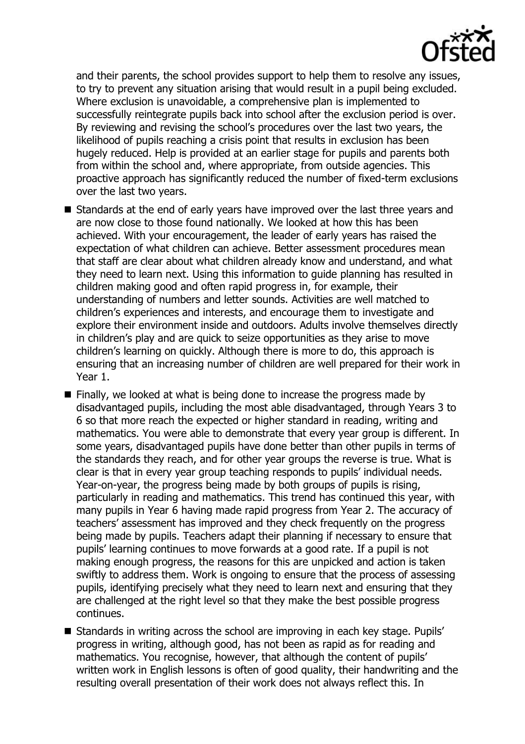and their parents, the school provides support to help them to resolve any issues, to try to prevent any situation arising that would result in a pupil being excluded. Where exclusion is unavoidable, a comprehensive plan is implemented to successfully reintegrate pupils back into school after the exclusion period is over. By reviewing and revising the school's procedures over the last two years, the likelihood of pupils reaching a crisis point that results in exclusion has been hugely reduced. Help is provided at an earlier stage for pupils and parents both from within the school and, where appropriate, from outside agencies. This proactive approach has significantly reduced the number of fixed-term exclusions over the last two years.

- Standards at the end of early years have improved over the last three years and are now close to those found nationally. We looked at how this has been achieved. With your encouragement, the leader of early years has raised the expectation of what children can achieve. Better assessment procedures mean that staff are clear about what children already know and understand, and what they need to learn next. Using this information to guide planning has resulted in children making good and often rapid progress in, for example, their understanding of numbers and letter sounds. Activities are well matched to children's experiences and interests, and encourage them to investigate and explore their environment inside and outdoors. Adults involve themselves directly in children's play and are quick to seize opportunities as they arise to move children's learning on quickly. Although there is more to do, this approach is ensuring that an increasing number of children are well prepared for their work in Year 1.
- Finally, we looked at what is being done to increase the progress made by disadvantaged pupils, including the most able disadvantaged, through Years 3 to 6 so that more reach the expected or higher standard in reading, writing and mathematics. You were able to demonstrate that every year group is different. In some years, disadvantaged pupils have done better than other pupils in terms of the standards they reach, and for other year groups the reverse is true. What is clear is that in every year group teaching responds to pupils' individual needs. Year-on-year, the progress being made by both groups of pupils is rising, particularly in reading and mathematics. This trend has continued this year, with many pupils in Year 6 having made rapid progress from Year 2. The accuracy of teachers' assessment has improved and they check frequently on the progress being made by pupils. Teachers adapt their planning if necessary to ensure that pupils' learning continues to move forwards at a good rate. If a pupil is not making enough progress, the reasons for this are unpicked and action is taken swiftly to address them. Work is ongoing to ensure that the process of assessing pupils, identifying precisely what they need to learn next and ensuring that they are challenged at the right level so that they make the best possible progress continues.
- Standards in writing across the school are improving in each key stage. Pupils' progress in writing, although good, has not been as rapid as for reading and mathematics. You recognise, however, that although the content of pupils' written work in English lessons is often of good quality, their handwriting and the resulting overall presentation of their work does not always reflect this. In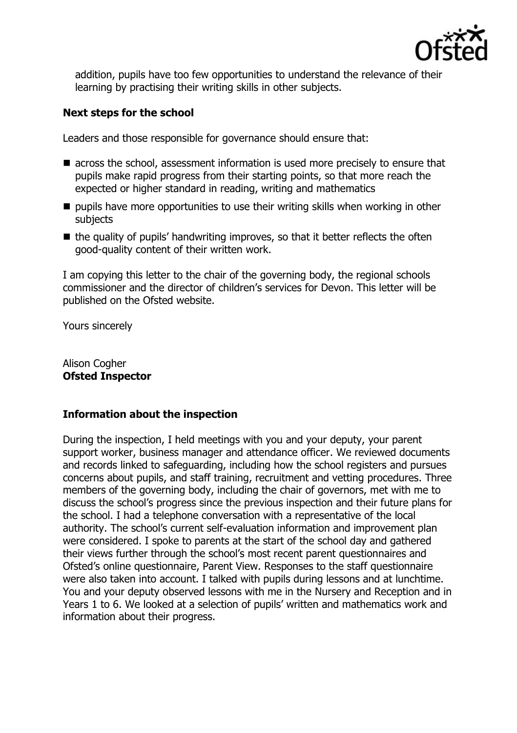addition, pupils have too few opportunities to understand the relevance of their learning by practising their writing skills in other subjects.

**Next steps for the school**

Leaders and those responsible for governance should ensure that:

- across the school, assessment information is used more precisely to ensure that pupils make rapid progress from their starting points, so that more reach the expected or higher standard in reading, writing and mathematics
- pupils have more opportunities to use their writing skills when working in other subjects
- the quality of pupils' handwriting improves, so that it better reflects the often good-quality content of their written work.

I am copying this letter to the chair of the governing body, the regional schools commissioner and the director of children's services for Devon. This letter will be published on the Ofsted website.

Yours sincerely

Alison Cogher
**Ofsted Inspector**

**Information about the inspection**

During the inspection, I held meetings with you and your deputy, your parent support worker, business manager and attendance officer. We reviewed documents and records linked to safeguarding, including how the school registers and pursues concerns about pupils, and staff training, recruitment and vetting procedures. Three members of the governing body, including the chair of governors, met with me to discuss the school's progress since the previous inspection and their future plans for the school. I had a telephone conversation with a representative of the local authority. The school's current self-evaluation information and improvement plan were considered. I spoke to parents at the start of the school day and gathered their views further through the school's most recent parent questionnaires and Ofsted's online questionnaire, Parent View. Responses to the staff questionnaire were also taken into account. I talked with pupils during lessons and at lunchtime. You and your deputy observed lessons with me in the Nursery and Reception and in Years 1 to 6. We looked at a selection of pupils' written and mathematics work and information about their progress.